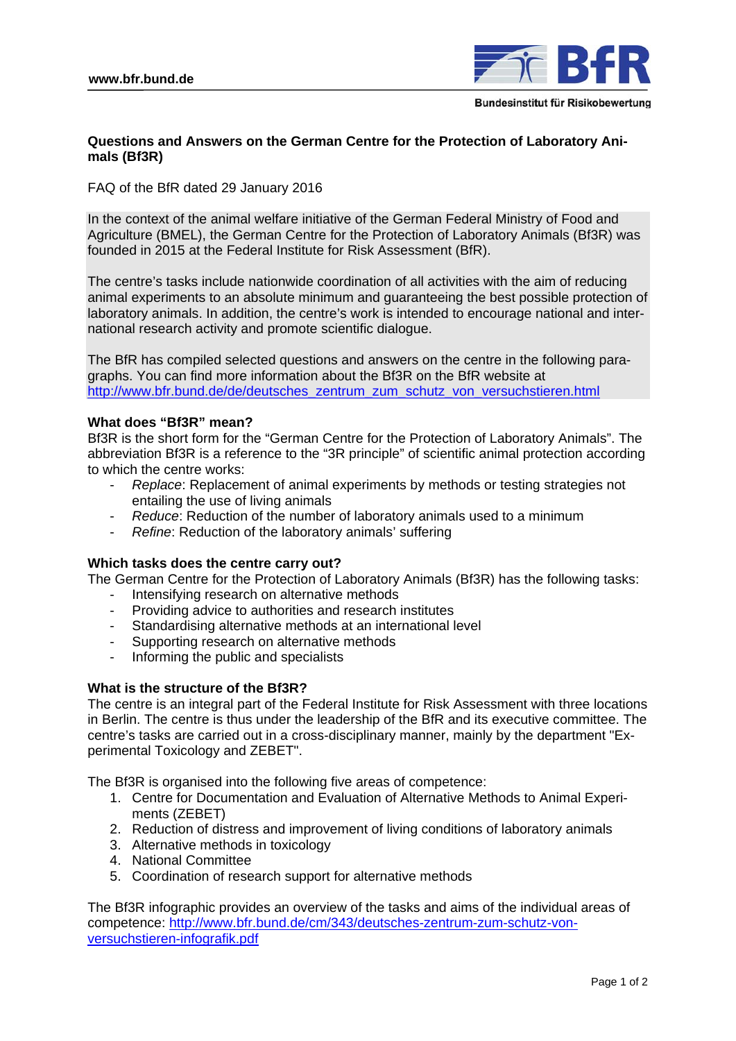www.bfr.bund.de

Bundesinstitut für Risikobewertung

# Questions and Answers on the German Centre for the Protection of Laboratory Animals (Bf3R)

FAQ of the BfR dated 29 January 2016

In the context of the animal welfare initiative of the German Federal Ministry of Food and Agriculture (BMEL), the German Centre for the Protection of Laboratory Animals (Bf3R) was founded in 2015 at the Federal Institute for Risk Assessment (BfR).

The centre's tasks include nationwide coordination of all activities with the aim of reducing animal experiments to an absolute minimum and guaranteeing the best possible protection of laboratory animals. In addition, the centre's work is intended to encourage national and international research activity and promote scientific dialogue.

The BfR has compiled selected questions and answers on the centre in the following paragraphs. You can find more information about the Bf3R on the BfR website at http://www.bfr.bund.de/de/deutsches_zentrum_zum_schutz_von_versuchstieren.html

### What does "Bf3R" mean?

Bf3R is the short form for the "German Centre for the Protection of Laboratory Animals". The abbreviation Bf3R is a reference to the "3R principle" of scientific animal protection according to which the centre works:

- *Replace*: Replacement of animal experiments by methods or testing strategies not entailing the use of living animals
- *Reduce*: Reduction of the number of laboratory animals used to a minimum
- *Refine*: Reduction of the laboratory animals' suffering

### Which tasks does the centre carry out?

The German Centre for the Protection of Laboratory Animals (Bf3R) has the following tasks:

- Intensifying research on alternative methods
- Providing advice to authorities and research institutes
- Standardising alternative methods at an international level
- Supporting research on alternative methods
- Informing the public and specialists

### What is the structure of the Bf3R?

The centre is an integral part of the Federal Institute for Risk Assessment with three locations in Berlin. The centre is thus under the leadership of the BfR and its executive committee. The centre's tasks are carried out in a cross-disciplinary manner, mainly by the department "Experimental Toxicology and ZEBET".

The Bf3R is organised into the following five areas of competence:

1. Centre for Documentation and Evaluation of Alternative Methods to Animal Experiments (ZEBET)
2. Reduction of distress and improvement of living conditions of laboratory animals
3. Alternative methods in toxicology
4. National Committee
5. Coordination of research support for alternative methods

The Bf3R infographic provides an overview of the tasks and aims of the individual areas of competence: http://www.bfr.bund.de/cm/343/deutsches-zentrum-zum-schutz-von-versuchstieren-infografik.pdf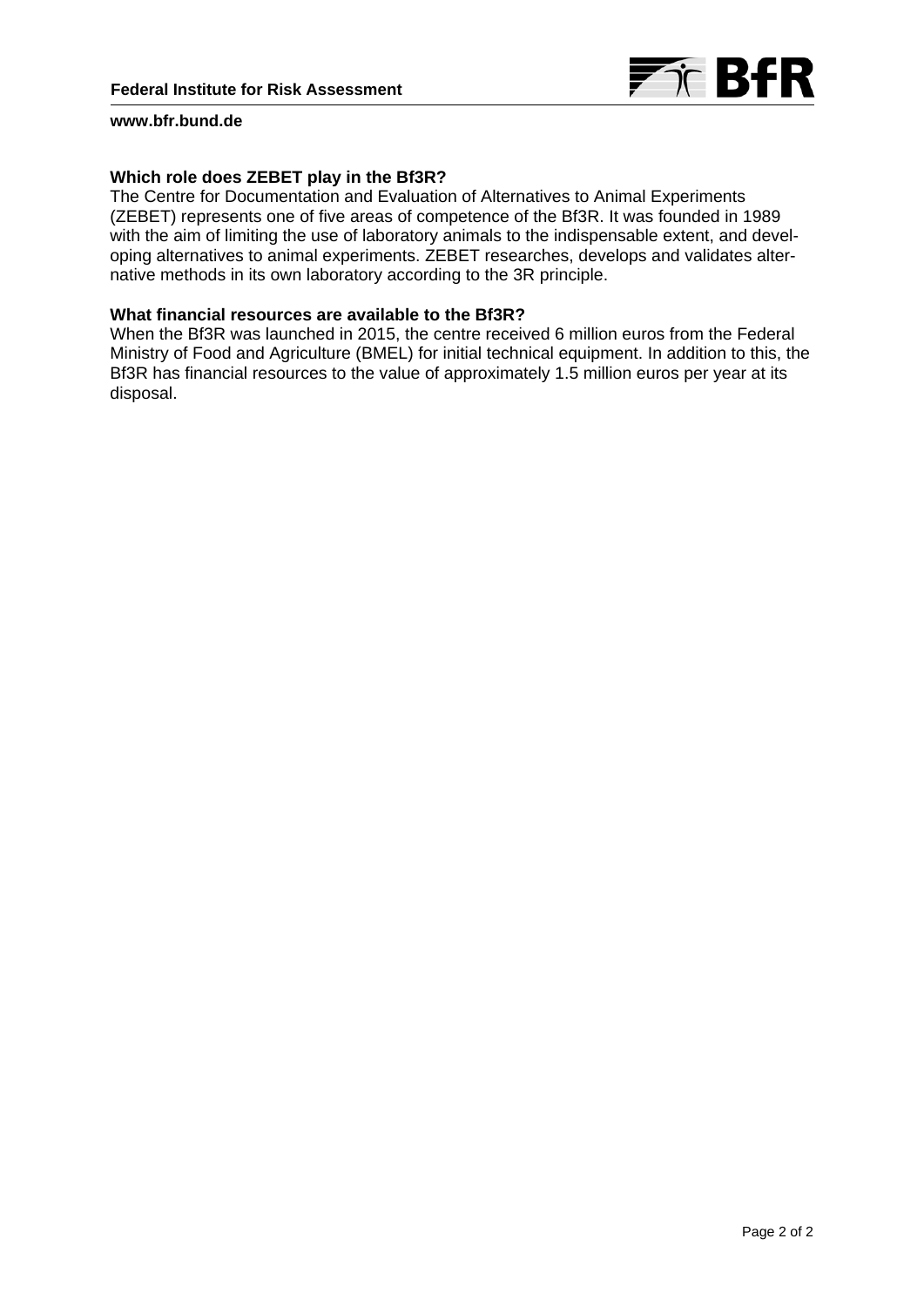### Which role does ZEBET play in the Bf3R?

The Centre for Documentation and Evaluation of Alternatives to Animal Experiments (ZEBET) represents one of five areas of competence of the Bf3R. It was founded in 1989 with the aim of limiting the use of laboratory animals to the indispensable extent, and developing alternatives to animal experiments. ZEBET researches, develops and validates alternative methods in its own laboratory according to the 3R principle.

### What financial resources are available to the Bf3R?

When the Bf3R was launched in 2015, the centre received 6 million euros from the Federal Ministry of Food and Agriculture (BMEL) for initial technical equipment. In addition to this, the Bf3R has financial resources to the value of approximately 1.5 million euros per year at its disposal.